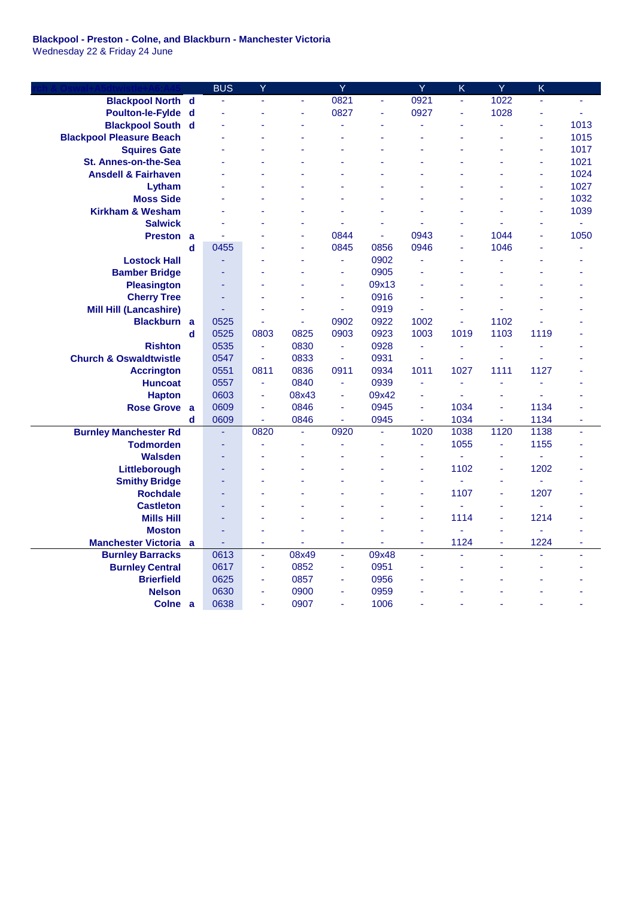**Blackpool - Preston - Colne, and Blackburn - Manchester Victoria**
Wednesday 22 & Friday 24 June

| rch & Oswal+A5dtwistle+A6:A45 | | BUS | Y | | Y | | Y | K | Y | K | |
|---|---|---|---|---|---|---|---|---|---|---|---|
| Blackpool North | d | - | - | - | 0821 | - | 0921 | - | 1022 | - | - |
| Poulton-le-Fylde | d | - | - | - | 0827 | - | 0927 | - | 1028 | - | - |
| Blackpool South | d | - | - | - | - | - | - | - | - | - | 1013 |
| Blackpool Pleasure Beach | | - | - | - | - | - | - | - | - | - | 1015 |
| Squires Gate | | - | - | - | - | - | - | - | - | - | 1017 |
| St. Annes-on-the-Sea | | - | - | - | - | - | - | - | - | - | 1021 |
| Ansdell & Fairhaven | | - | - | - | - | - | - | - | - | - | 1024 |
| Lytham | | - | - | - | - | - | - | - | - | - | 1027 |
| Moss Side | | - | - | - | - | - | - | - | - | - | 1032 |
| Kirkham & Wesham | | - | - | - | - | - | - | - | - | - | 1039 |
| Salwick | | - | - | - | - | - | - | - | - | - | - |
| Preston | a | - | - | - | 0844 | - | 0943 | - | 1044 | - | 1050 |
| | d | 0455 | - | - | 0845 | 0856 | 0946 | - | 1046 | - | - |
| Lostock Hall | | - | - | - | - | 0902 | - | - | - | - | - |
| Bamber Bridge | | - | - | - | - | 0905 | - | - | - | - | - |
| Pleasington | | - | - | - | - | 09x13 | - | - | - | - | - |
| Cherry Tree | | - | - | - | - | 0916 | - | - | - | - | - |
| Mill Hill (Lancashire) | | - | - | - | - | 0919 | - | - | - | - | - |
| Blackburn | a | 0525 | - | - | 0902 | 0922 | 1002 | - | 1102 | - | - |
| | d | 0525 | 0803 | 0825 | 0903 | 0923 | 1003 | 1019 | 1103 | 1119 | - |
| Rishton | | 0535 | - | 0830 | - | 0928 | - | - | - | - | - |
| Church & Oswaldtwistle | | 0547 | - | 0833 | - | 0931 | - | - | - | - | - |
| Accrington | | 0551 | 0811 | 0836 | 0911 | 0934 | 1011 | 1027 | 1111 | 1127 | - |
| Huncoat | | 0557 | - | 0840 | - | 0939 | - | - | - | - | - |
| Hapton | | 0603 | - | 08x43 | - | 09x42 | - | - | - | - | - |
| Rose Grove | a | 0609 | - | 0846 | - | 0945 | - | 1034 | - | 1134 | - |
| | d | 0609 | - | 0846 | - | 0945 | - | 1034 | - | 1134 | - |
| Burnley Manchester Rd | | - | 0820 | - | 0920 | - | 1020 | 1038 | 1120 | 1138 | - |
| Todmorden | | - | - | - | - | - | - | 1055 | - | 1155 | - |
| Walsden | | - | - | - | - | - | - | - | - | - | - |
| Littleborough | | - | - | - | - | - | - | 1102 | - | 1202 | - |
| Smithy Bridge | | - | - | - | - | - | - | - | - | - | - |
| Rochdale | | - | - | - | - | - | - | 1107 | - | 1207 | - |
| Castleton | | - | - | - | - | - | - | - | - | - | - |
| Mills Hill | | - | - | - | - | - | - | 1114 | - | 1214 | - |
| Moston | | - | - | - | - | - | - | - | - | - | - |
| Manchester Victoria | a | - | - | - | - | - | - | 1124 | - | 1224 | - |
| Burnley Barracks | | 0613 | - | 08x49 | - | 09x48 | - | - | - | - | - |
| Burnley Central | | 0617 | - | 0852 | - | 0951 | - | - | - | - | - |
| Brierfield | | 0625 | - | 0857 | - | 0956 | - | - | - | - | - |
| Nelson | | 0630 | - | 0900 | - | 0959 | - | - | - | - | - |
| Colne | a | 0638 | - | 0907 | - | 1006 | - | - | - | - | - |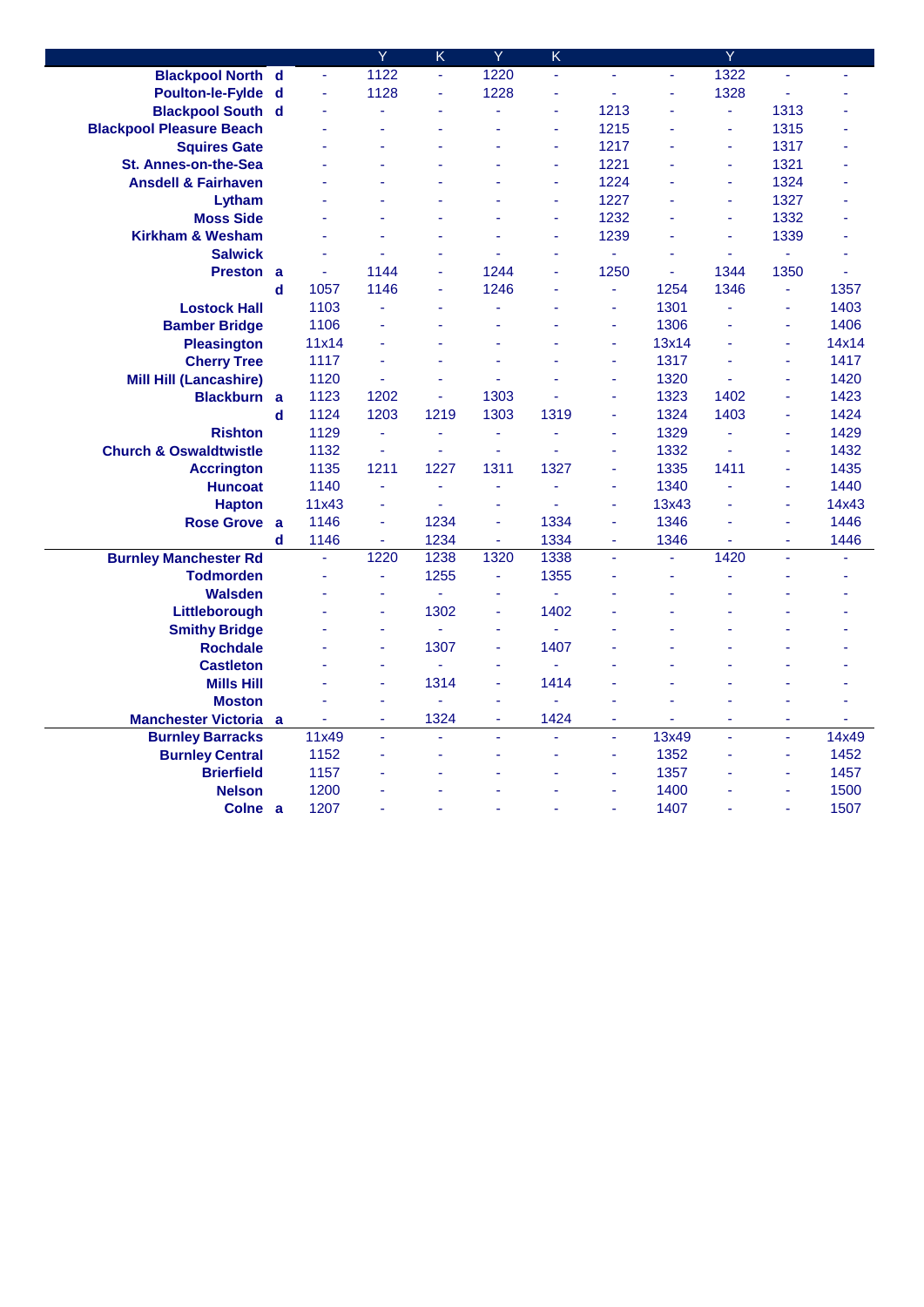| | | | Y | K | Y | K | | | Y | | |
|---|---|---|---|---|---|---|---|---|---|---|---|
| **Blackpool North** | **d** | - | 1122 | - | 1220 | - | - | - | 1322 | - | - |
| **Poulton-le-Fylde** | **d** | - | 1128 | - | 1228 | - | - | - | 1328 | - | - |
| **Blackpool South** | **d** | - | - | - | - | - | 1213 | - | - | 1313 | - |
| **Blackpool Pleasure Beach** | | - | - | - | - | - | 1215 | - | - | 1315 | - |
| **Squires Gate** | | - | - | - | - | - | 1217 | - | - | 1317 | - |
| **St. Annes-on-the-Sea** | | - | - | - | - | - | 1221 | - | - | 1321 | - |
| **Ansdell & Fairhaven** | | - | - | - | - | - | 1224 | - | - | 1324 | - |
| **Lytham** | | - | - | - | - | - | 1227 | - | - | 1327 | - |
| **Moss Side** | | - | - | - | - | - | 1232 | - | - | 1332 | - |
| **Kirkham & Wesham** | | - | - | - | - | - | 1239 | - | - | 1339 | - |
| **Salwick** | | - | - | - | - | - | - | - | - | - | - |
| **Preston** | **a** | - | 1144 | - | 1244 | - | 1250 | - | 1344 | 1350 | - |
| | **d** | 1057 | 1146 | - | 1246 | - | - | 1254 | 1346 | - | 1357 |
| **Lostock Hall** | | 1103 | - | - | - | - | - | 1301 | - | - | 1403 |
| **Bamber Bridge** | | 1106 | - | - | - | - | - | 1306 | - | - | 1406 |
| **Pleasington** | | 11x14 | - | - | - | - | - | 13x14 | - | - | 14x14 |
| **Cherry Tree** | | 1117 | - | - | - | - | - | 1317 | - | - | 1417 |
| **Mill Hill (Lancashire)** | | 1120 | - | - | - | - | - | 1320 | - | - | 1420 |
| **Blackburn** | **a** | 1123 | 1202 | - | 1303 | - | - | 1323 | 1402 | - | 1423 |
| | **d** | 1124 | 1203 | 1219 | 1303 | 1319 | - | 1324 | 1403 | - | 1424 |
| **Rishton** | | 1129 | - | - | - | - | - | 1329 | - | - | 1429 |
| **Church & Oswaldtwistle** | | 1132 | - | - | - | - | - | 1332 | - | - | 1432 |
| **Accrington** | | 1135 | 1211 | 1227 | 1311 | 1327 | - | 1335 | 1411 | - | 1435 |
| **Huncoat** | | 1140 | - | - | - | - | - | 1340 | - | - | 1440 |
| **Hapton** | | 11x43 | - | - | - | - | - | 13x43 | - | - | 14x43 |
| **Rose Grove** | **a** | 1146 | - | 1234 | - | 1334 | - | 1346 | - | - | 1446 |
| | **d** | 1146 | - | 1234 | - | 1334 | - | 1346 | - | - | 1446 |
| **Burnley Manchester Rd** | | - | 1220 | 1238 | 1320 | 1338 | - | - | 1420 | - | - |
| **Todmorden** | | - | - | 1255 | - | 1355 | - | - | - | - | - |
| **Walsden** | | - | - | - | - | - | - | - | - | - | - |
| **Littleborough** | | - | - | 1302 | - | 1402 | - | - | - | - | - |
| **Smithy Bridge** | | - | - | - | - | - | - | - | - | - | - |
| **Rochdale** | | - | - | 1307 | - | 1407 | - | - | - | - | - |
| **Castleton** | | - | - | - | - | - | - | - | - | - | - |
| **Mills Hill** | | - | - | 1314 | - | 1414 | - | - | - | - | - |
| **Moston** | | - | - | - | - | - | - | - | - | - | - |
| **Manchester Victoria** | **a** | - | - | 1324 | - | 1424 | - | - | - | - | - |
| **Burnley Barracks** | | 11x49 | - | - | - | - | - | 13x49 | - | - | 14x49 |
| **Burnley Central** | | 1152 | - | - | - | - | - | 1352 | - | - | 1452 |
| **Brierfield** | | 1157 | - | - | - | - | - | 1357 | - | - | 1457 |
| **Nelson** | | 1200 | - | - | - | - | - | 1400 | - | - | 1500 |
| **Colne** | **a** | 1207 | - | - | - | - | - | 1407 | - | - | 1507 |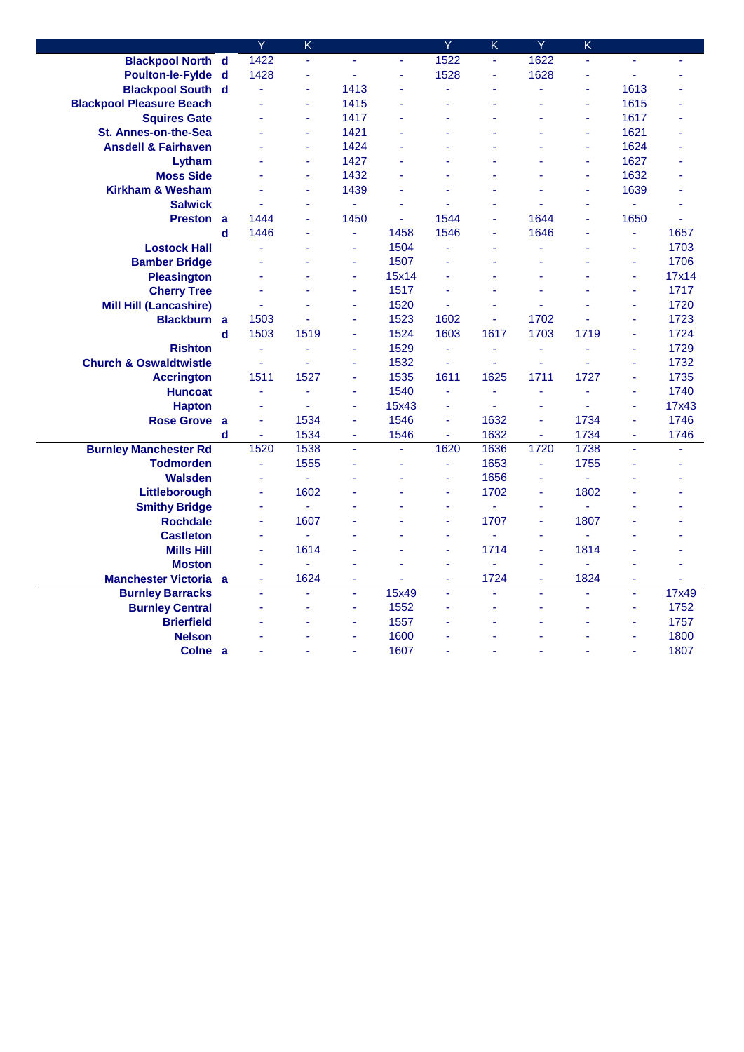| | | Y | K | | | Y | K | Y | K | | |
|---|---|---|---|---|---|---|---|---|---|---|---|
| **Blackpool North** | **d** | 1422 | - | - | - | 1522 | - | 1622 | - | - | - |
| **Poulton-le-Fylde** | **d** | 1428 | - | - | - | 1528 | - | 1628 | - | - | - |
| **Blackpool South** | **d** | - | - | 1413 | - | - | - | - | - | 1613 | - |
| **Blackpool Pleasure Beach** | | - | - | 1415 | - | - | - | - | - | 1615 | - |
| **Squires Gate** | | - | - | 1417 | - | - | - | - | - | 1617 | - |
| **St. Annes-on-the-Sea** | | - | - | 1421 | - | - | - | - | - | 1621 | - |
| **Ansdell & Fairhaven** | | - | - | 1424 | - | - | - | - | - | 1624 | - |
| **Lytham** | | - | - | 1427 | - | - | - | - | - | 1627 | - |
| **Moss Side** | | - | - | 1432 | - | - | - | - | - | 1632 | - |
| **Kirkham & Wesham** | | - | - | 1439 | - | - | - | - | - | 1639 | - |
| **Salwick** | | - | - | - | - | - | - | - | - | - | - |
| **Preston** | **a** | 1444 | - | 1450 | - | 1544 | - | 1644 | - | 1650 | - |
| | **d** | 1446 | - | - | 1458 | 1546 | - | 1646 | - | - | 1657 |
| **Lostock Hall** | | - | - | - | 1504 | - | - | - | - | - | 1703 |
| **Bamber Bridge** | | - | - | - | 1507 | - | - | - | - | - | 1706 |
| **Pleasington** | | - | - | - | 15x14 | - | - | - | - | - | 17x14 |
| **Cherry Tree** | | - | - | - | 1517 | - | - | - | - | - | 1717 |
| **Mill Hill (Lancashire)** | | - | - | - | 1520 | - | - | - | - | - | 1720 |
| **Blackburn** | **a** | 1503 | - | - | 1523 | 1602 | - | 1702 | - | - | 1723 |
| | **d** | 1503 | 1519 | - | 1524 | 1603 | 1617 | 1703 | 1719 | - | 1724 |
| **Rishton** | | - | - | - | 1529 | - | - | - | - | - | 1729 |
| **Church & Oswaldtwistle** | | - | - | - | 1532 | - | - | - | - | - | 1732 |
| **Accrington** | | 1511 | 1527 | - | 1535 | 1611 | 1625 | 1711 | 1727 | - | 1735 |
| **Huncoat** | | - | - | - | 1540 | - | - | - | - | - | 1740 |
| **Hapton** | | - | - | - | 15x43 | - | - | - | - | - | 17x43 |
| **Rose Grove** | **a** | - | 1534 | - | 1546 | - | 1632 | - | 1734 | - | 1746 |
| | **d** | - | 1534 | - | 1546 | - | 1632 | - | 1734 | - | 1746 |
| **Burnley Manchester Rd** | | 1520 | 1538 | - | - | 1620 | 1636 | 1720 | 1738 | - | - |
| **Todmorden** | | - | 1555 | - | - | - | 1653 | - | 1755 | - | - |
| **Walsden** | | - | - | - | - | - | 1656 | - | - | - | - |
| **Littleborough** | | - | 1602 | - | - | - | 1702 | - | 1802 | - | - |
| **Smithy Bridge** | | - | - | - | - | - | - | - | - | - | - |
| **Rochdale** | | - | 1607 | - | - | - | 1707 | - | 1807 | - | - |
| **Castleton** | | - | - | - | - | - | - | - | - | - | - |
| **Mills Hill** | | - | 1614 | - | - | - | 1714 | - | 1814 | - | - |
| **Moston** | | - | - | - | - | - | - | - | - | - | - |
| **Manchester Victoria** | **a** | - | 1624 | - | - | - | 1724 | - | 1824 | - | - |
| **Burnley Barracks** | | - | - | - | 15x49 | - | - | - | - | - | 17x49 |
| **Burnley Central** | | - | - | - | 1552 | - | - | - | - | - | 1752 |
| **Brierfield** | | - | - | - | 1557 | - | - | - | - | - | 1757 |
| **Nelson** | | - | - | - | 1600 | - | - | - | - | - | 1800 |
| **Colne** | **a** | - | - | - | 1607 | - | - | - | - | - | 1807 |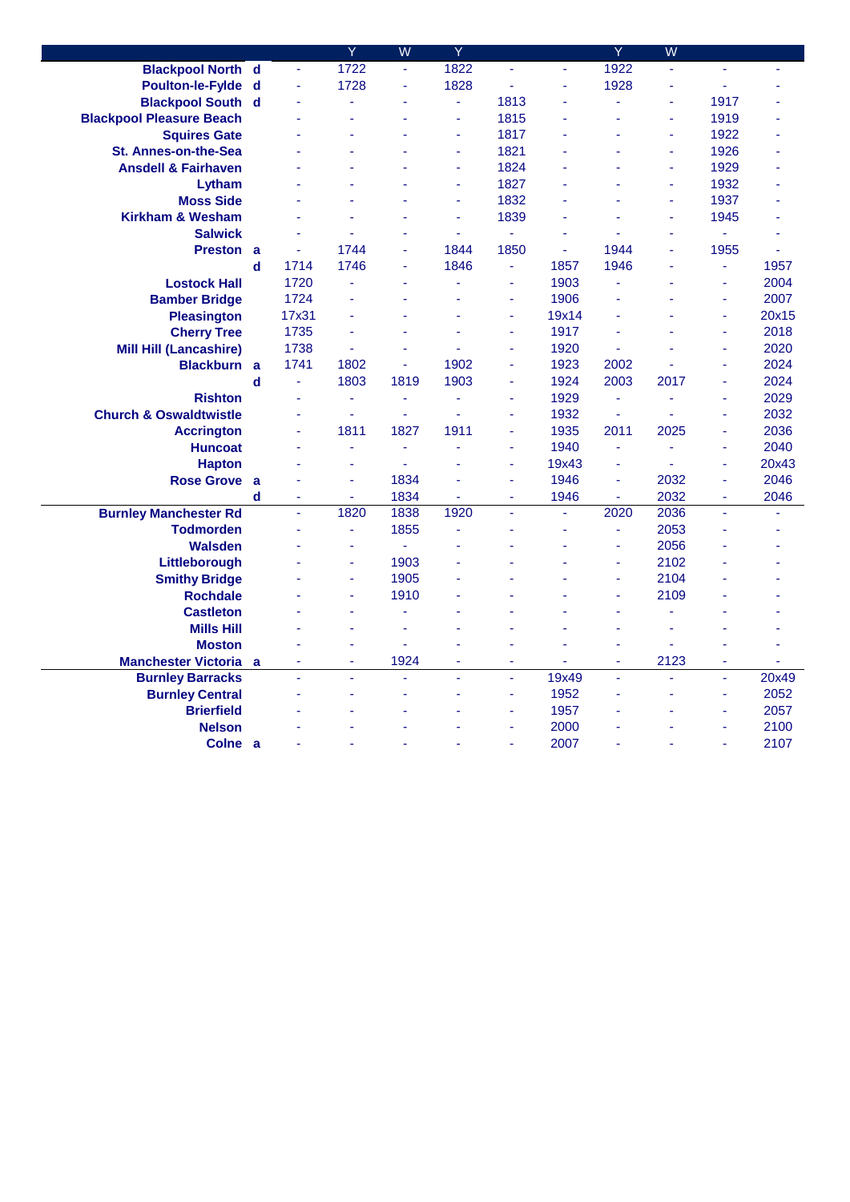| | | | Y | W | Y | | | Y | W | | |
|---|---|---|---|---|---|---|---|---|---|---|---|
| Blackpool North | d | - | 1722 | - | 1822 | - | - | 1922 | - | - | - |
| Poulton-le-Fylde | d | - | 1728 | - | 1828 | - | - | 1928 | - | - | - |
| Blackpool South | d | - | - | - | - | 1813 | - | - | - | 1917 | - |
| Blackpool Pleasure Beach | | - | - | - | - | 1815 | - | - | - | 1919 | - |
| Squires Gate | | - | - | - | - | 1817 | - | - | - | 1922 | - |
| St. Annes-on-the-Sea | | - | - | - | - | 1821 | - | - | - | 1926 | - |
| Ansdell & Fairhaven | | - | - | - | - | 1824 | - | - | - | 1929 | - |
| Lytham | | - | - | - | - | 1827 | - | - | - | 1932 | - |
| Moss Side | | - | - | - | - | 1832 | - | - | - | 1937 | - |
| Kirkham & Wesham | | - | - | - | - | 1839 | - | - | - | 1945 | - |
| Salwick | | - | - | - | - | - | - | - | - | - | - |
| Preston | a | - | 1744 | - | 1844 | 1850 | - | 1944 | - | 1955 | - |
| | d | 1714 | 1746 | - | 1846 | - | 1857 | 1946 | - | - | 1957 |
| Lostock Hall | | 1720 | - | - | - | - | 1903 | - | - | - | 2004 |
| Bamber Bridge | | 1724 | - | - | - | - | 1906 | - | - | - | 2007 |
| Pleasington | | 17x31 | - | - | - | - | 19x14 | - | - | - | 20x15 |
| Cherry Tree | | 1735 | - | - | - | - | 1917 | - | - | - | 2018 |
| Mill Hill (Lancashire) | | 1738 | - | - | - | - | 1920 | - | - | - | 2020 |
| Blackburn | a | 1741 | 1802 | - | 1902 | - | 1923 | 2002 | - | - | 2024 |
| | d | - | 1803 | 1819 | 1903 | - | 1924 | 2003 | 2017 | - | 2024 |
| Rishton | | - | - | - | - | - | 1929 | - | - | - | 2029 |
| Church & Oswaldtwistle | | - | - | - | - | - | 1932 | - | - | - | 2032 |
| Accrington | | - | 1811 | 1827 | 1911 | - | 1935 | 2011 | 2025 | - | 2036 |
| Huncoat | | - | - | - | - | - | 1940 | - | - | - | 2040 |
| Hapton | | - | - | - | - | - | 19x43 | - | - | - | 20x43 |
| Rose Grove | a | - | - | 1834 | - | - | 1946 | - | 2032 | - | 2046 |
| | d | - | - | 1834 | - | - | 1946 | - | 2032 | - | 2046 |
| Burnley Manchester Rd | | - | 1820 | 1838 | 1920 | - | - | 2020 | 2036 | - | - |
| Todmorden | | - | - | 1855 | - | - | - | - | 2053 | - | - |
| Walsden | | - | - | - | - | - | - | - | 2056 | - | - |
| Littleborough | | - | - | 1903 | - | - | - | - | 2102 | - | - |
| Smithy Bridge | | - | - | 1905 | - | - | - | - | 2104 | - | - |
| Rochdale | | - | - | 1910 | - | - | - | - | 2109 | - | - |
| Castleton | | - | - | - | - | - | - | - | - | - | - |
| Mills Hill | | - | - | - | - | - | - | - | - | - | - |
| Moston | | - | - | - | - | - | - | - | - | - | - |
| Manchester Victoria | a | - | - | 1924 | - | - | - | - | 2123 | - | - |
| Burnley Barracks | | - | - | - | - | - | 19x49 | - | - | - | 20x49 |
| Burnley Central | | - | - | - | - | - | 1952 | - | - | - | 2052 |
| Brierfield | | - | - | - | - | - | 1957 | - | - | - | 2057 |
| Nelson | | - | - | - | - | - | 2000 | - | - | - | 2100 |
| Colne | a | - | - | - | - | - | 2007 | - | - | - | 2107 |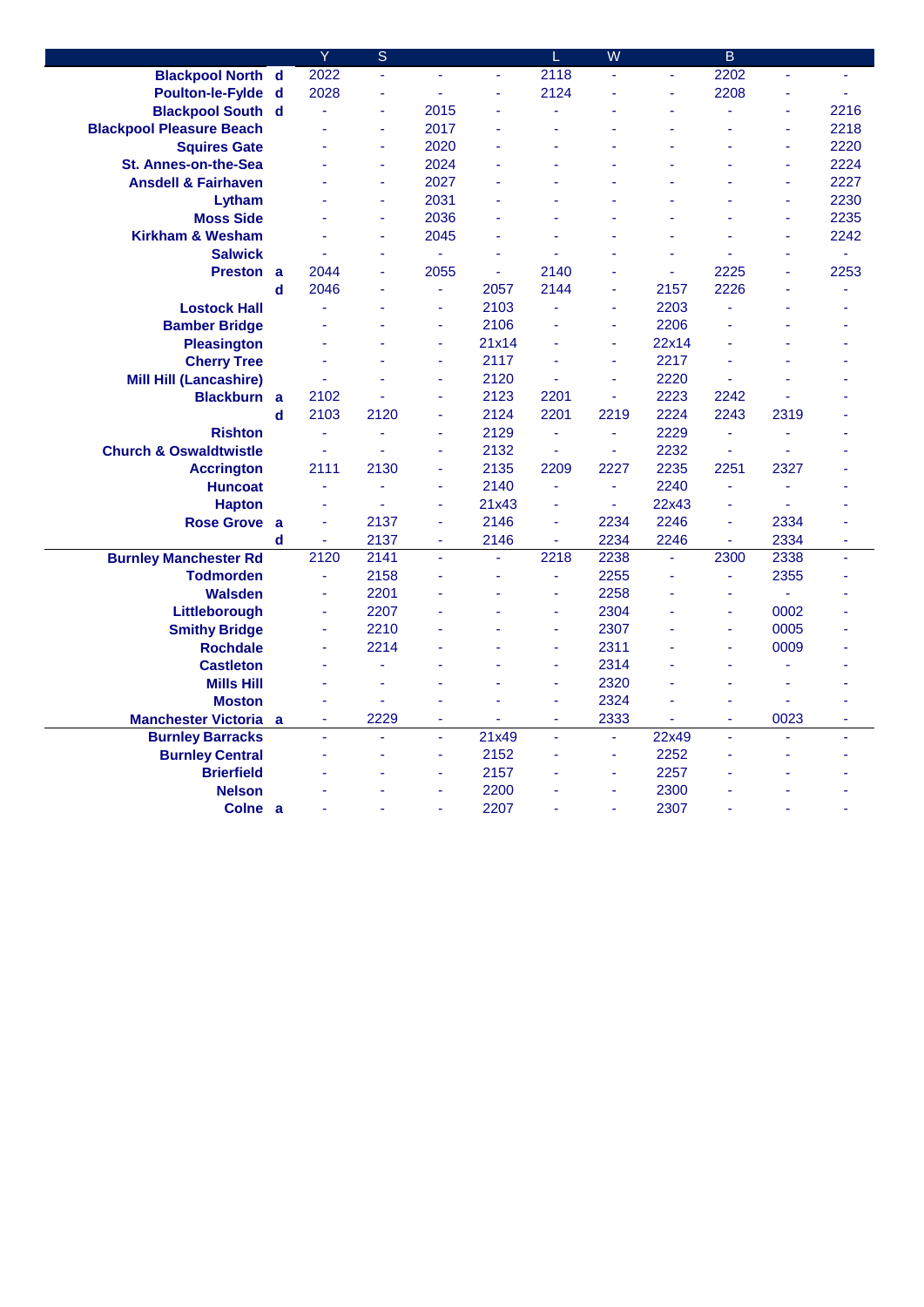| Station | | Y | S | | | L | W | | B | | |
|---|---|---|---|---|---|---|---|---|---|---|---|
| Blackpool North | d | 2022 | - | - | - | 2118 | - | - | 2202 | - | - |
| Poulton-le-Fylde | d | 2028 | - | - | - | 2124 | - | - | 2208 | - | - |
| Blackpool South | d | - | - | 2015 | - | - | - | - | - | - | 2216 |
| Blackpool Pleasure Beach | | - | - | 2017 | - | - | - | - | - | - | 2218 |
| Squires Gate | | - | - | 2020 | - | - | - | - | - | - | 2220 |
| St. Annes-on-the-Sea | | - | - | 2024 | - | - | - | - | - | - | 2224 |
| Ansdell & Fairhaven | | - | - | 2027 | - | - | - | - | - | - | 2227 |
| Lytham | | - | - | 2031 | - | - | - | - | - | - | 2230 |
| Moss Side | | - | - | 2036 | - | - | - | - | - | - | 2235 |
| Kirkham & Wesham | | - | - | 2045 | - | - | - | - | - | - | 2242 |
| Salwick | | - | - | - | - | - | - | - | - | - | - |
| Preston | a | 2044 | - | 2055 | - | 2140 | - | - | 2225 | - | 2253 |
| | d | 2046 | - | - | 2057 | 2144 | - | 2157 | 2226 | - | - |
| Lostock Hall | | - | - | - | 2103 | - | - | 2203 | - | - | - |
| Bamber Bridge | | - | - | - | 2106 | - | - | 2206 | - | - | - |
| Pleasington | | - | - | - | 21x14 | - | - | 22x14 | - | - | - |
| Cherry Tree | | - | - | - | 2117 | - | - | 2217 | - | - | - |
| Mill Hill (Lancashire) | | - | - | - | 2120 | - | - | 2220 | - | - | - |
| Blackburn | a | 2102 | - | - | 2123 | 2201 | - | 2223 | 2242 | - | - |
| | d | 2103 | 2120 | - | 2124 | 2201 | 2219 | 2224 | 2243 | 2319 | - |
| Rishton | | - | - | - | 2129 | - | - | 2229 | - | - | - |
| Church & Oswaldtwistle | | - | - | - | 2132 | - | - | 2232 | - | - | - |
| Accrington | | 2111 | 2130 | - | 2135 | 2209 | 2227 | 2235 | 2251 | 2327 | - |
| Huncoat | | - | - | - | 2140 | - | - | 2240 | - | - | - |
| Hapton | | - | - | - | 21x43 | - | - | 22x43 | - | - | - |
| Rose Grove | a | - | 2137 | - | 2146 | - | 2234 | 2246 | - | 2334 | - |
| | d | - | 2137 | - | 2146 | - | 2234 | 2246 | - | 2334 | - |
| Burnley Manchester Rd | | 2120 | 2141 | - | - | 2218 | 2238 | - | 2300 | 2338 | - |
| Todmorden | | - | 2158 | - | - | - | 2255 | - | - | 2355 | - |
| Walsden | | - | 2201 | - | - | - | 2258 | - | - | - | - |
| Littleborough | | - | 2207 | - | - | - | 2304 | - | - | 0002 | - |
| Smithy Bridge | | - | 2210 | - | - | - | 2307 | - | - | 0005 | - |
| Rochdale | | - | 2214 | - | - | - | 2311 | - | - | 0009 | - |
| Castleton | | - | - | - | - | - | 2314 | - | - | - | - |
| Mills Hill | | - | - | - | - | - | 2320 | - | - | - | - |
| Moston | | - | - | - | - | - | 2324 | - | - | - | - |
| Manchester Victoria | a | - | 2229 | - | - | - | 2333 | - | - | 0023 | - |
| Burnley Barracks | | - | - | - | 21x49 | - | - | 22x49 | - | - | - |
| Burnley Central | | - | - | - | 2152 | - | - | 2252 | - | - | - |
| Brierfield | | - | - | - | 2157 | - | - | 2257 | - | - | - |
| Nelson | | - | - | - | 2200 | - | - | 2300 | - | - | - |
| Colne | a | - | - | - | 2207 | - | - | 2307 | - | - | - |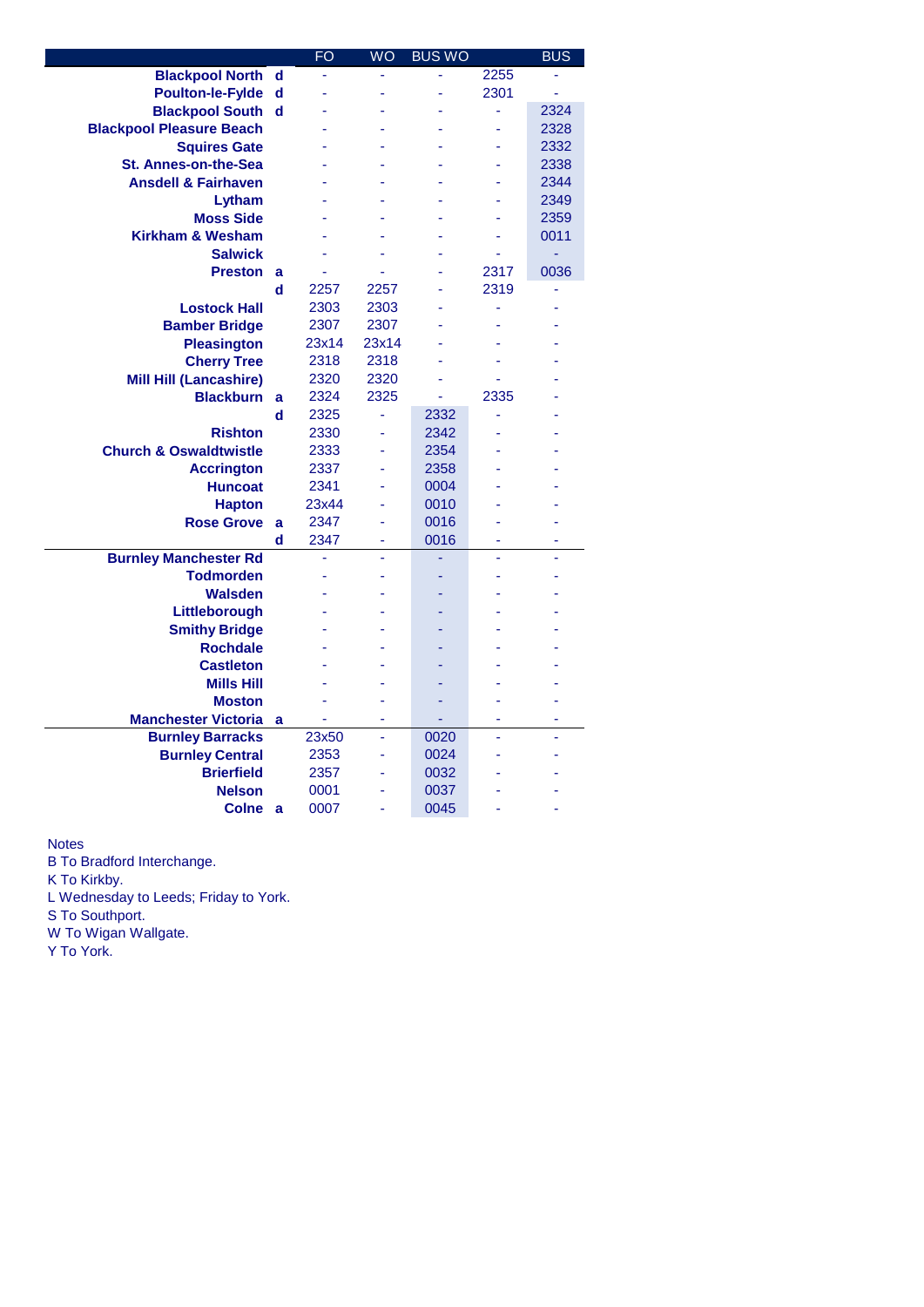| | | FO | WO | BUS WO | | BUS |
|---|---|---|---|---|---|---|
| Blackpool North | d | - | - | - | 2255 | - |
| Poulton-le-Fylde | d | - | - | - | 2301 | - |
| Blackpool South | d | - | - | - | - | 2324 |
| Blackpool Pleasure Beach | | - | - | - | - | 2328 |
| Squires Gate | | - | - | - | - | 2332 |
| St. Annes-on-the-Sea | | - | - | - | - | 2338 |
| Ansdell & Fairhaven | | - | - | - | - | 2344 |
| Lytham | | - | - | - | - | 2349 |
| Moss Side | | - | - | - | - | 2359 |
| Kirkham & Wesham | | - | - | - | - | 0011 |
| Salwick | | - | - | - | - | - |
| Preston | a | - | - | - | 2317 | 0036 |
| | d | 2257 | 2257 | - | 2319 | - |
| Lostock Hall | | 2303 | 2303 | - | - | - |
| Bamber Bridge | | 2307 | 2307 | - | - | - |
| Pleasington | | 23x14 | 23x14 | - | - | - |
| Cherry Tree | | 2318 | 2318 | - | - | - |
| Mill Hill (Lancashire) | | 2320 | 2320 | - | - | - |
| Blackburn | a | 2324 | 2325 | - | 2335 | - |
| | d | 2325 | - | 2332 | - | - |
| Rishton | | 2330 | - | 2342 | - | - |
| Church & Oswaldtwistle | | 2333 | - | 2354 | - | - |
| Accrington | | 2337 | - | 2358 | - | - |
| Huncoat | | 2341 | - | 0004 | - | - |
| Hapton | | 23x44 | - | 0010 | - | - |
| Rose Grove | a | 2347 | - | 0016 | - | - |
| | d | 2347 | - | 0016 | - | - |
| Burnley Manchester Rd | | - | - | - | - | - |
| Todmorden | | - | - | - | - | - |
| Walsden | | - | - | - | - | - |
| Littleborough | | - | - | - | - | - |
| Smithy Bridge | | - | - | - | - | - |
| Rochdale | | - | - | - | - | - |
| Castleton | | - | - | - | - | - |
| Mills Hill | | - | - | - | - | - |
| Moston | | - | - | - | - | - |
| Manchester Victoria | a | - | - | - | - | - |
| Burnley Barracks | | 23x50 | - | 0020 | - | - |
| Burnley Central | | 2353 | - | 0024 | - | - |
| Brierfield | | 2357 | - | 0032 | - | - |
| Nelson | | 0001 | - | 0037 | - | - |
| Colne | a | 0007 | - | 0045 | - | - |

Notes
B To Bradford Interchange.
K To Kirkby.
L Wednesday to Leeds; Friday to York.
S To Southport.
W To Wigan Wallgate.
Y To York.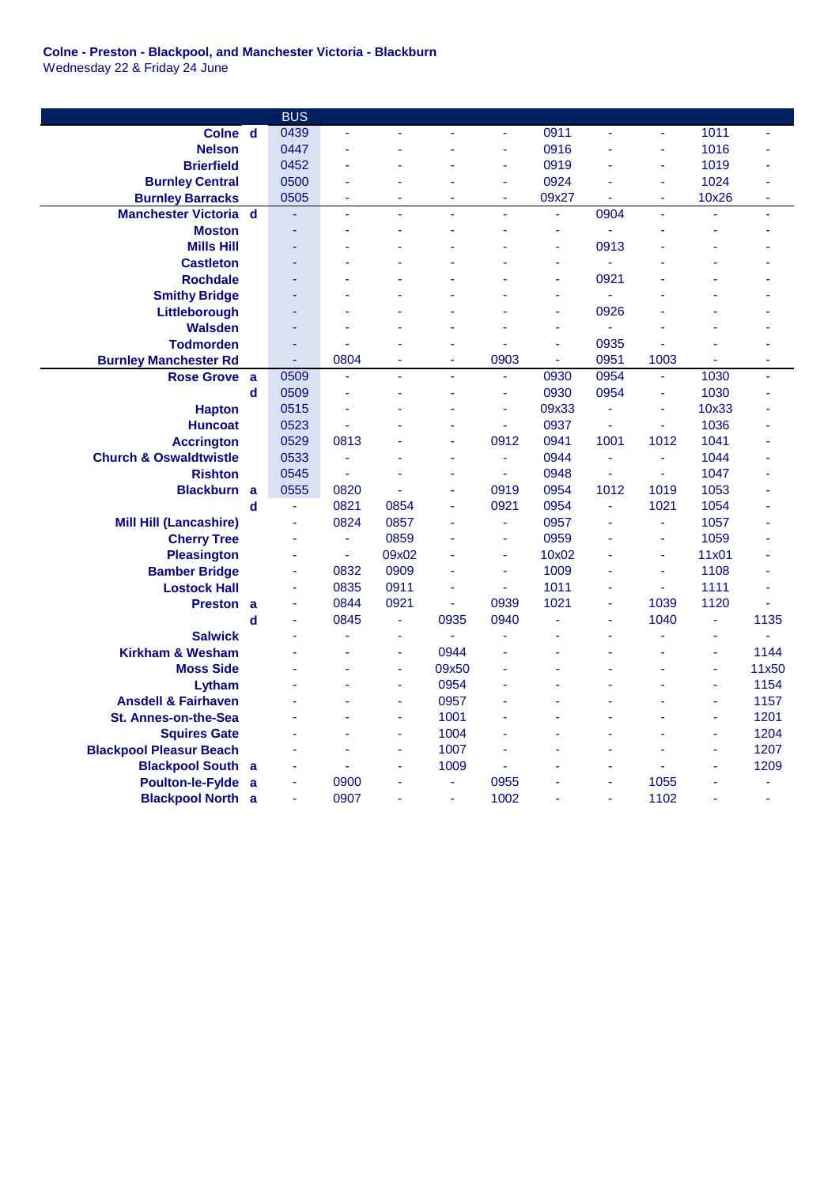**Colne - Preston - Blackpool, and Manchester Victoria - Blackburn**
Wednesday 22 & Friday 24 June

| | | BUS | | | | | | | | | |
|---|---|---|---|---|---|---|---|---|---|---|---|
| Colne | d | 0439 | - | - | - | - | 0911 | - | - | 1011 | - |
| Nelson | | 0447 | - | - | - | - | 0916 | - | - | 1016 | - |
| Brierfield | | 0452 | - | - | - | - | 0919 | - | - | 1019 | - |
| Burnley Central | | 0500 | - | - | - | - | 0924 | - | - | 1024 | - |
| Burnley Barracks | | 0505 | - | - | - | - | 09x27 | - | - | 10x26 | - |
| Manchester Victoria | d | - | - | - | - | - | - | 0904 | - | - | - |
| Moston | | - | - | - | - | - | - | - | - | - | - |
| Mills Hill | | - | - | - | - | - | - | 0913 | - | - | - |
| Castleton | | - | - | - | - | - | - | - | - | - | - |
| Rochdale | | - | - | - | - | - | - | 0921 | - | - | - |
| Smithy Bridge | | - | - | - | - | - | - | - | - | - | - |
| Littleborough | | - | - | - | - | - | - | 0926 | - | - | - |
| Walsden | | - | - | - | - | - | - | - | - | - | - |
| Todmorden | | - | - | - | - | - | - | 0935 | - | - | - |
| Burnley Manchester Rd | | - | 0804 | - | - | 0903 | - | 0951 | 1003 | - | - |
| Rose Grove | a | 0509 | - | - | - | - | 0930 | 0954 | - | 1030 | - |
| | d | 0509 | - | - | - | - | 0930 | 0954 | - | 1030 | - |
| Hapton | | 0515 | - | - | - | - | 09x33 | - | - | 10x33 | - |
| Huncoat | | 0523 | - | - | - | - | 0937 | - | - | 1036 | - |
| Accrington | | 0529 | 0813 | - | - | 0912 | 0941 | 1001 | 1012 | 1041 | - |
| Church & Oswaldtwistle | | 0533 | - | - | - | - | 0944 | - | - | 1044 | - |
| Rishton | | 0545 | - | - | - | - | 0948 | - | - | 1047 | - |
| Blackburn | a | 0555 | 0820 | - | - | 0919 | 0954 | 1012 | 1019 | 1053 | - |
| | d | - | 0821 | 0854 | - | 0921 | 0954 | - | 1021 | 1054 | - |
| Mill Hill (Lancashire) | | - | 0824 | 0857 | - | - | 0957 | - | - | 1057 | - |
| Cherry Tree | | - | - | 0859 | - | - | 0959 | - | - | 1059 | - |
| Pleasington | | - | - | 09x02 | - | - | 10x02 | - | - | 11x01 | - |
| Bamber Bridge | | - | 0832 | 0909 | - | - | 1009 | - | - | 1108 | - |
| Lostock Hall | | - | 0835 | 0911 | - | - | 1011 | - | - | 1111 | - |
| Preston | a | - | 0844 | 0921 | - | 0939 | 1021 | - | 1039 | 1120 | - |
| | d | - | 0845 | - | 0935 | 0940 | - | - | 1040 | - | 1135 |
| Salwick | | - | - | - | - | - | - | - | - | - | - |
| Kirkham & Wesham | | - | - | - | 0944 | - | - | - | - | - | 1144 |
| Moss Side | | - | - | - | 09x50 | - | - | - | - | - | 11x50 |
| Lytham | | - | - | - | 0954 | - | - | - | - | - | 1154 |
| Ansdell & Fairhaven | | - | - | - | 0957 | - | - | - | - | - | 1157 |
| St. Annes-on-the-Sea | | - | - | - | 1001 | - | - | - | - | - | 1201 |
| Squires Gate | | - | - | - | 1004 | - | - | - | - | - | 1204 |
| Blackpool Pleasur Beach | | - | - | - | 1007 | - | - | - | - | - | 1207 |
| Blackpool South | a | - | - | - | 1009 | - | - | - | - | - | 1209 |
| Poulton-le-Fylde | a | - | 0900 | - | - | 0955 | - | - | 1055 | - | - |
| Blackpool North | a | - | 0907 | - | - | 1002 | - | - | 1102 | - | - |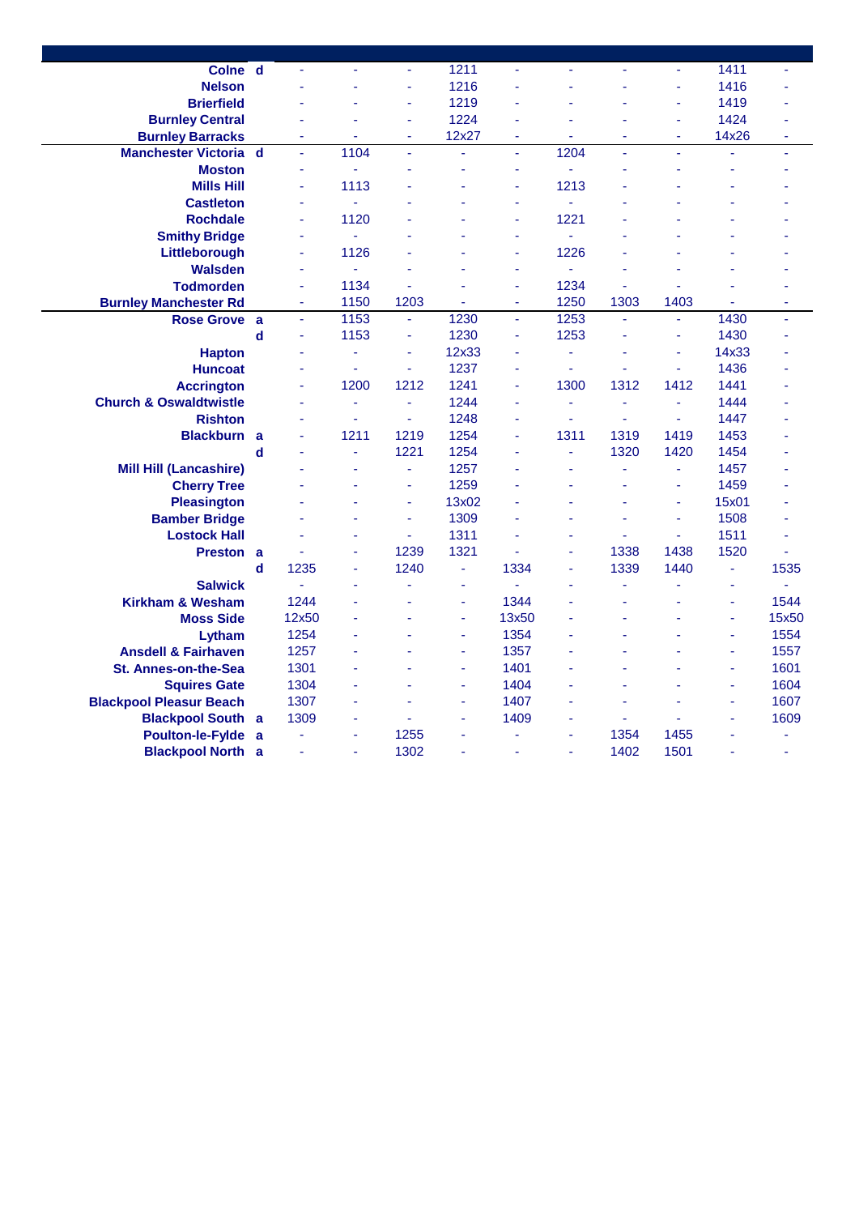| Station | | | | | | | | | | | |
|---|---|---|---|---|---|---|---|---|---|---|---|
| Colne | d | - | - | - | 1211 | - | - | - | - | 1411 | - |
| Nelson | | - | - | - | 1216 | - | - | - | - | 1416 | - |
| Brierfield | | - | - | - | 1219 | - | - | - | - | 1419 | - |
| Burnley Central | | - | - | - | 1224 | - | - | - | - | 1424 | - |
| Burnley Barracks | | - | - | - | 12x27 | - | - | - | - | 14x26 | - |
| Manchester Victoria | d | - | 1104 | - | - | - | 1204 | - | - | - | - |
| Moston | | - | - | - | - | - | - | - | - | - | - |
| Mills Hill | | - | 1113 | - | - | - | 1213 | - | - | - | - |
| Castleton | | - | - | - | - | - | - | - | - | - | - |
| Rochdale | | - | 1120 | - | - | - | 1221 | - | - | - | - |
| Smithy Bridge | | - | - | - | - | - | - | - | - | - | - |
| Littleborough | | - | 1126 | - | - | - | 1226 | - | - | - | - |
| Walsden | | - | - | - | - | - | - | - | - | - | - |
| Todmorden | | - | 1134 | - | - | - | 1234 | - | - | - | - |
| Burnley Manchester Rd | | - | 1150 | 1203 | - | - | 1250 | 1303 | 1403 | - | - |
| Rose Grove | a | - | 1153 | - | 1230 | - | 1253 | - | - | 1430 | - |
| | d | - | 1153 | - | 1230 | - | 1253 | - | - | 1430 | - |
| Hapton | | - | - | - | 12x33 | - | - | - | - | 14x33 | - |
| Huncoat | | - | - | - | 1237 | - | - | - | - | 1436 | - |
| Accrington | | - | 1200 | 1212 | 1241 | - | 1300 | 1312 | 1412 | 1441 | - |
| Church & Oswaldtwistle | | - | - | - | 1244 | - | - | - | - | 1444 | - |
| Rishton | | - | - | - | 1248 | - | - | - | - | 1447 | - |
| Blackburn | a | - | 1211 | 1219 | 1254 | - | 1311 | 1319 | 1419 | 1453 | - |
| | d | - | - | 1221 | 1254 | - | - | 1320 | 1420 | 1454 | - |
| Mill Hill (Lancashire) | | - | - | - | 1257 | - | - | - | - | 1457 | - |
| Cherry Tree | | - | - | - | 1259 | - | - | - | - | 1459 | - |
| Pleasington | | - | - | - | 13x02 | - | - | - | - | 15x01 | - |
| Bamber Bridge | | - | - | - | 1309 | - | - | - | - | 1508 | - |
| Lostock Hall | | - | - | - | 1311 | - | - | - | - | 1511 | - |
| Preston | a | - | - | 1239 | 1321 | - | - | 1338 | 1438 | 1520 | - |
| | d | 1235 | - | 1240 | - | 1334 | - | 1339 | 1440 | - | 1535 |
| Salwick | | - | - | - | - | - | - | - | - | - | - |
| Kirkham & Wesham | | 1244 | - | - | - | 1344 | - | - | - | - | 1544 |
| Moss Side | | 12x50 | - | - | - | 13x50 | - | - | - | - | 15x50 |
| Lytham | | 1254 | - | - | - | 1354 | - | - | - | - | 1554 |
| Ansdell & Fairhaven | | 1257 | - | - | - | 1357 | - | - | - | - | 1557 |
| St. Annes-on-the-Sea | | 1301 | - | - | - | 1401 | - | - | - | - | 1601 |
| Squires Gate | | 1304 | - | - | - | 1404 | - | - | - | - | 1604 |
| Blackpool Pleasur Beach | | 1307 | - | - | - | 1407 | - | - | - | - | 1607 |
| Blackpool South | a | 1309 | - | - | - | 1409 | - | - | - | - | 1609 |
| Poulton-le-Fylde | a | - | - | 1255 | - | - | - | 1354 | 1455 | - | - |
| Blackpool North | a | - | - | 1302 | - | - | - | 1402 | 1501 | - | - |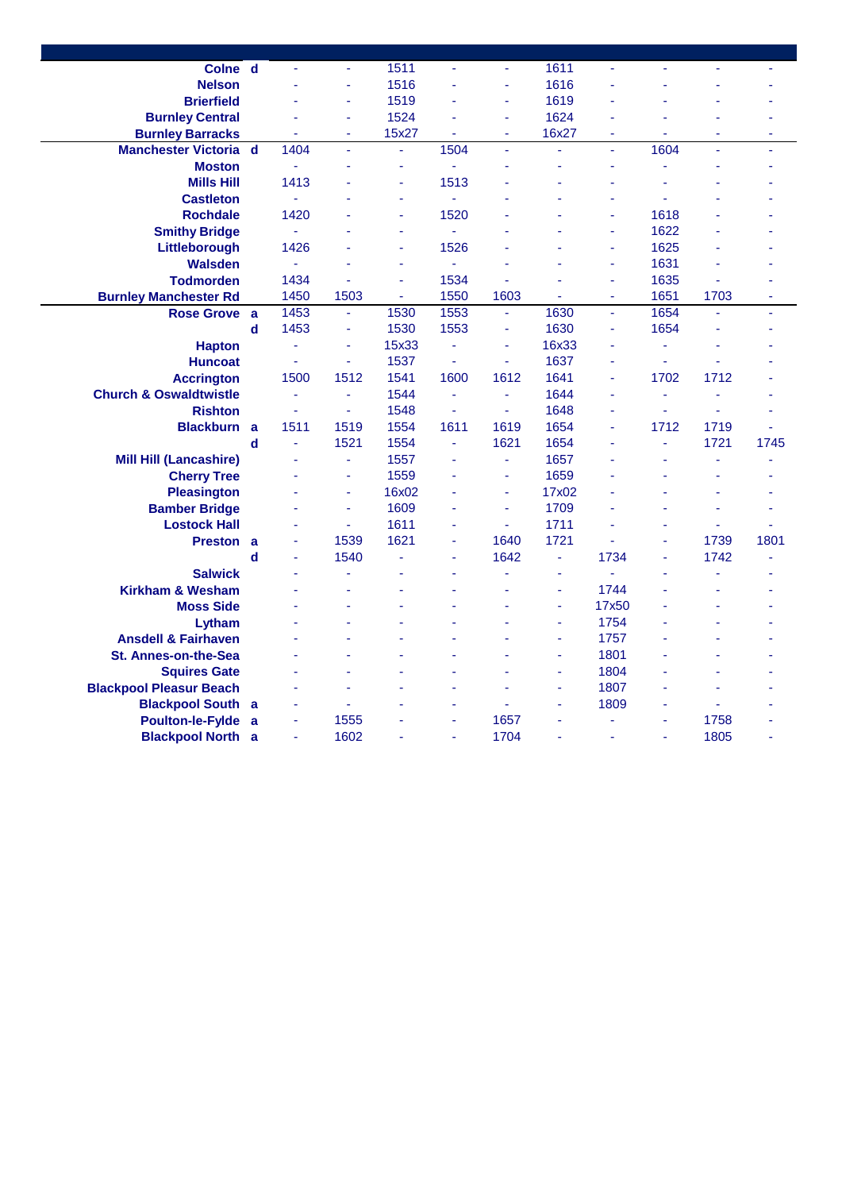| Station | | | | | | | | | | | |
|---|---|---|---|---|---|---|---|---|---|---|---|
| Colne | d | - | - | 1511 | - | - | 1611 | - | - | - | - |
| Nelson | | - | - | 1516 | - | - | 1616 | - | - | - | - |
| Brierfield | | - | - | 1519 | - | - | 1619 | - | - | - | - |
| Burnley Central | | - | - | 1524 | - | - | 1624 | - | - | - | - |
| Burnley Barracks | | - | - | 15x27 | - | - | 16x27 | - | - | - | - |
| Manchester Victoria | d | 1404 | - | - | 1504 | - | - | - | 1604 | - | - |
| Moston | | - | - | - | - | - | - | - | - | - | - |
| Mills Hill | | 1413 | - | - | 1513 | - | - | - | - | - | - |
| Castleton | | - | - | - | - | - | - | - | - | - | - |
| Rochdale | | 1420 | - | - | 1520 | - | - | - | 1618 | - | - |
| Smithy Bridge | | - | - | - | - | - | - | - | 1622 | - | - |
| Littleborough | | 1426 | - | - | 1526 | - | - | - | 1625 | - | - |
| Walsden | | - | - | - | - | - | - | - | 1631 | - | - |
| Todmorden | | 1434 | - | - | 1534 | - | - | - | 1635 | - | - |
| Burnley Manchester Rd | | 1450 | 1503 | - | 1550 | 1603 | - | - | 1651 | 1703 | - |
| Rose Grove | a | 1453 | - | 1530 | 1553 | - | 1630 | - | 1654 | - | - |
| | d | 1453 | - | 1530 | 1553 | - | 1630 | - | 1654 | - | - |
| Hapton | | - | - | 15x33 | - | - | 16x33 | - | - | - | - |
| Huncoat | | - | - | 1537 | - | - | 1637 | - | - | - | - |
| Accrington | | 1500 | 1512 | 1541 | 1600 | 1612 | 1641 | - | 1702 | 1712 | - |
| Church & Oswaldtwistle | | - | - | 1544 | - | - | 1644 | - | - | - | - |
| Rishton | | - | - | 1548 | - | - | 1648 | - | - | - | - |
| Blackburn | a | 1511 | 1519 | 1554 | 1611 | 1619 | 1654 | - | 1712 | 1719 | - |
| | d | - | 1521 | 1554 | - | 1621 | 1654 | - | - | 1721 | 1745 |
| Mill Hill (Lancashire) | | - | - | 1557 | - | - | 1657 | - | - | - | - |
| Cherry Tree | | - | - | 1559 | - | - | 1659 | - | - | - | - |
| Pleasington | | - | - | 16x02 | - | - | 17x02 | - | - | - | - |
| Bamber Bridge | | - | - | 1609 | - | - | 1709 | - | - | - | - |
| Lostock Hall | | - | - | 1611 | - | - | 1711 | - | - | - | - |
| Preston | a | - | 1539 | 1621 | - | 1640 | 1721 | - | - | 1739 | 1801 |
| | d | - | 1540 | - | - | 1642 | - | 1734 | - | 1742 | - |
| Salwick | | - | - | - | - | - | - | - | - | - | - |
| Kirkham & Wesham | | - | - | - | - | - | - | 1744 | - | - | - |
| Moss Side | | - | - | - | - | - | - | 17x50 | - | - | - |
| Lytham | | - | - | - | - | - | - | 1754 | - | - | - |
| Ansdell & Fairhaven | | - | - | - | - | - | - | 1757 | - | - | - |
| St. Annes-on-the-Sea | | - | - | - | - | - | - | 1801 | - | - | - |
| Squires Gate | | - | - | - | - | - | - | 1804 | - | - | - |
| Blackpool Pleasur Beach | | - | - | - | - | - | - | 1807 | - | - | - |
| Blackpool South | a | - | - | - | - | - | - | 1809 | - | - | - |
| Poulton-le-Fylde | a | - | 1555 | - | - | 1657 | - | - | - | 1758 | - |
| Blackpool North | a | - | 1602 | - | - | 1704 | - | - | - | 1805 | - |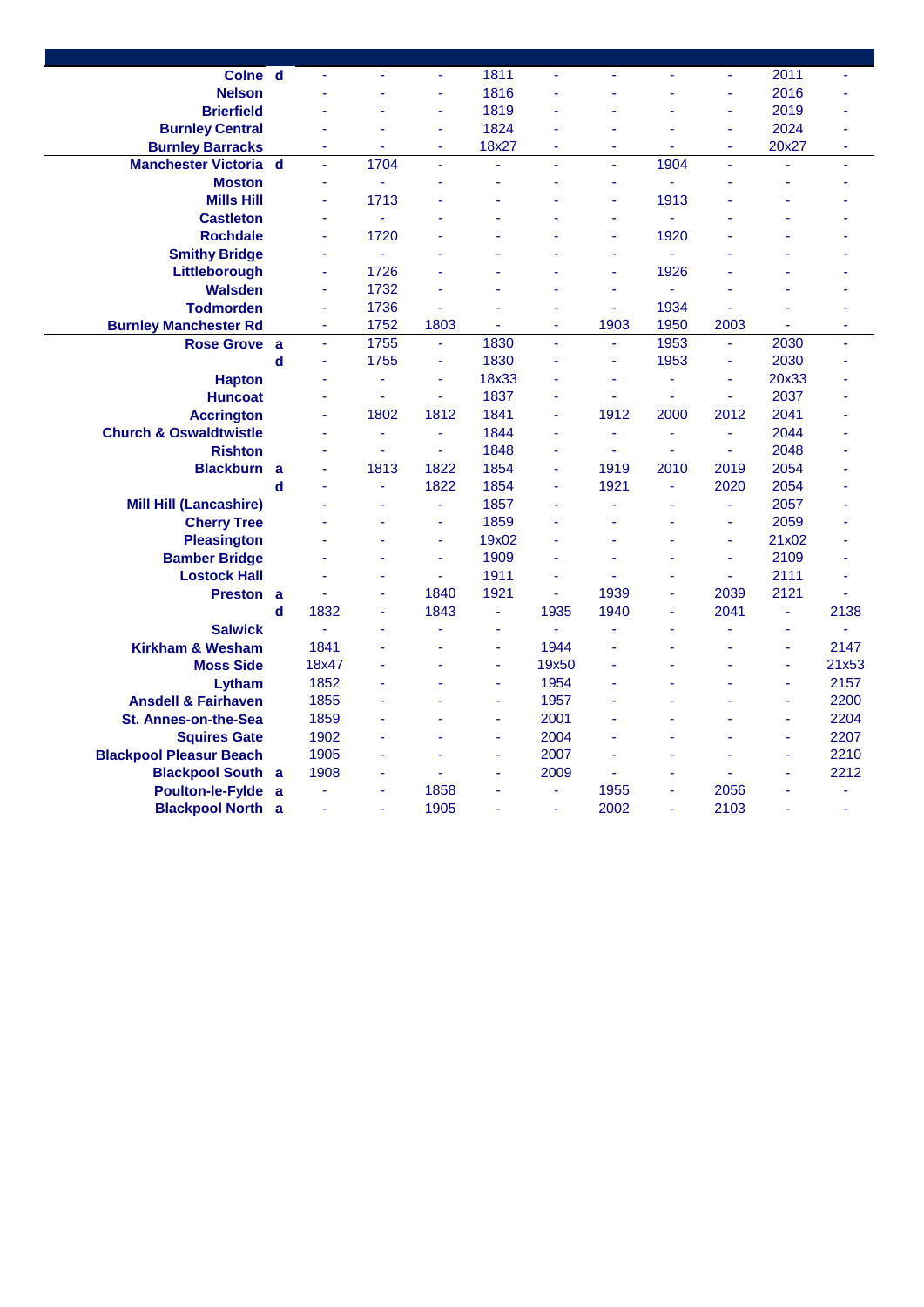| Station | | | | | | | | | | | |
|---|---|---|---|---|---|---|---|---|---|---|---|
| Colne | d | - | - | - | 1811 | - | - | - | - | 2011 | - |
| Nelson | | - | - | - | 1816 | - | - | - | - | 2016 | - |
| Brierfield | | - | - | - | 1819 | - | - | - | - | 2019 | - |
| Burnley Central | | - | - | - | 1824 | - | - | - | - | 2024 | - |
| Burnley Barracks | | - | - | - | 18x27 | - | - | - | - | 20x27 | - |
| Manchester Victoria | d | - | 1704 | - | - | - | - | 1904 | - | - | - |
| Moston | | - | - | - | - | - | - | - | - | - | - |
| Mills Hill | | - | 1713 | - | - | - | - | 1913 | - | - | - |
| Castleton | | - | - | - | - | - | - | - | - | - | - |
| Rochdale | | - | 1720 | - | - | - | - | 1920 | - | - | - |
| Smithy Bridge | | - | - | - | - | - | - | - | - | - | - |
| Littleborough | | - | 1726 | - | - | - | - | 1926 | - | - | - |
| Walsden | | - | 1732 | - | - | - | - | - | - | - | - |
| Todmorden | | - | 1736 | - | - | - | - | 1934 | - | - | - |
| Burnley Manchester Rd | | - | 1752 | 1803 | - | - | 1903 | 1950 | 2003 | - | - |
| Rose Grove | a | - | 1755 | - | 1830 | - | - | 1953 | - | 2030 | - |
| | d | - | 1755 | - | 1830 | - | - | 1953 | - | 2030 | - |
| Hapton | | - | - | - | 18x33 | - | - | - | - | 20x33 | - |
| Huncoat | | - | - | - | 1837 | - | - | - | - | 2037 | - |
| Accrington | | - | 1802 | 1812 | 1841 | - | 1912 | 2000 | 2012 | 2041 | - |
| Church & Oswaldtwistle | | - | - | - | 1844 | - | - | - | - | 2044 | - |
| Rishton | | - | - | - | 1848 | - | - | - | - | 2048 | - |
| Blackburn | a | - | 1813 | 1822 | 1854 | - | 1919 | 2010 | 2019 | 2054 | - |
| | d | - | - | 1822 | 1854 | - | 1921 | - | 2020 | 2054 | - |
| Mill Hill (Lancashire) | | - | - | - | 1857 | - | - | - | - | 2057 | - |
| Cherry Tree | | - | - | - | 1859 | - | - | - | - | 2059 | - |
| Pleasington | | - | - | - | 19x02 | - | - | - | - | 21x02 | - |
| Bamber Bridge | | - | - | - | 1909 | - | - | - | - | 2109 | - |
| Lostock Hall | | - | - | - | 1911 | - | - | - | - | 2111 | - |
| Preston | a | - | - | 1840 | 1921 | - | 1939 | - | 2039 | 2121 | - |
| | d | 1832 | - | 1843 | - | 1935 | 1940 | - | 2041 | - | 2138 |
| Salwick | | - | - | - | - | - | - | - | - | - | - |
| Kirkham & Wesham | | 1841 | - | - | - | 1944 | - | - | - | - | 2147 |
| Moss Side | | 18x47 | - | - | - | 19x50 | - | - | - | - | 21x53 |
| Lytham | | 1852 | - | - | - | 1954 | - | - | - | - | 2157 |
| Ansdell & Fairhaven | | 1855 | - | - | - | 1957 | - | - | - | - | 2200 |
| St. Annes-on-the-Sea | | 1859 | - | - | - | 2001 | - | - | - | - | 2204 |
| Squires Gate | | 1902 | - | - | - | 2004 | - | - | - | - | 2207 |
| Blackpool Pleasur Beach | | 1905 | - | - | - | 2007 | - | - | - | - | 2210 |
| Blackpool South | a | 1908 | - | - | - | 2009 | - | - | - | - | 2212 |
| Poulton-le-Fylde | a | - | - | 1858 | - | - | 1955 | - | 2056 | - | - |
| Blackpool North | a | - | - | 1905 | - | - | 2002 | - | 2103 | - | - |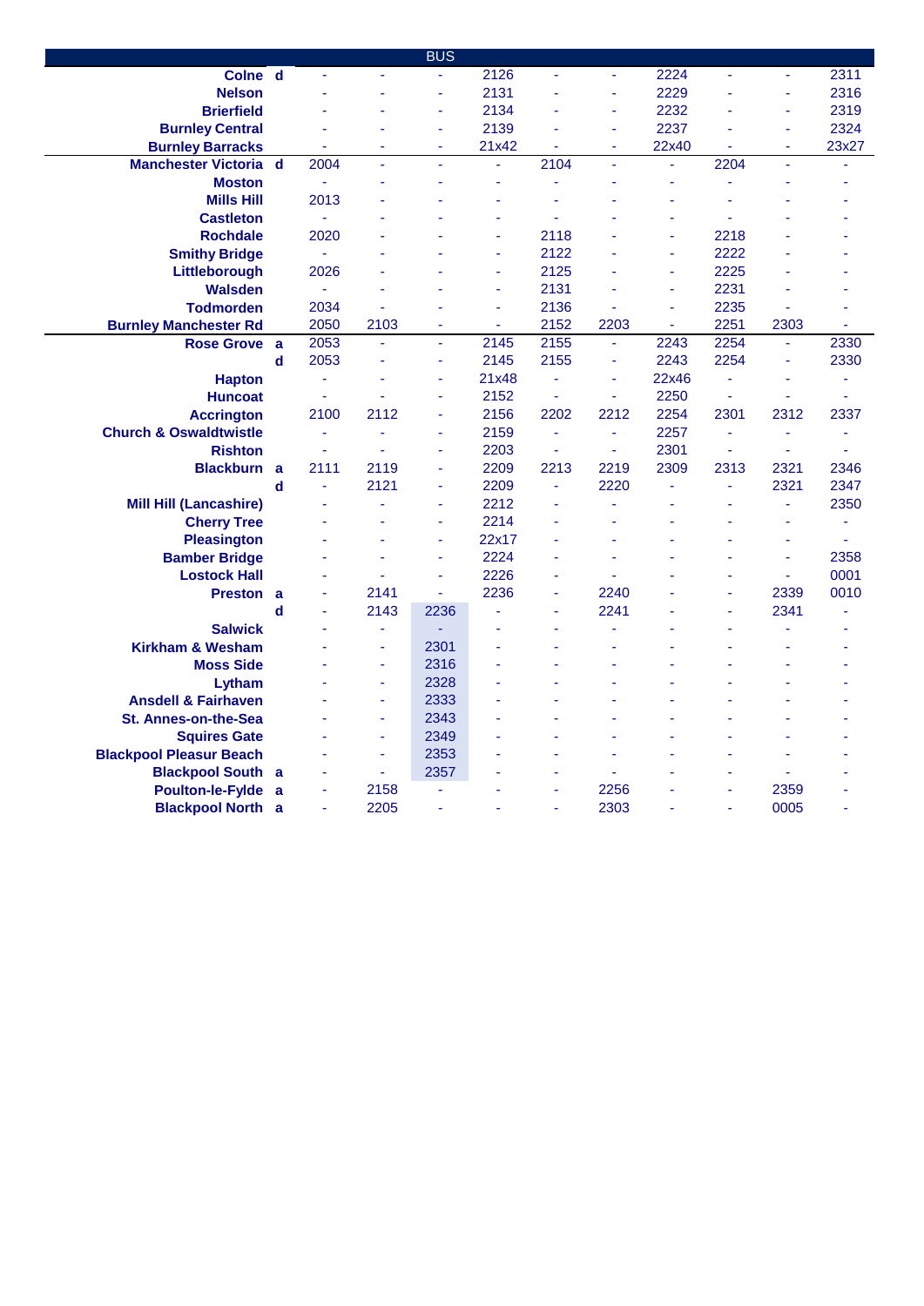| | | | | BUS | | | | | | | |
|---|---|---|---|---|---|---|---|---|---|---|---|
| Colne | d | - | - | - | 2126 | - | - | 2224 | - | - | 2311 |
| Nelson | | - | - | - | 2131 | - | - | 2229 | - | - | 2316 |
| Brierfield | | - | - | - | 2134 | - | - | 2232 | - | - | 2319 |
| Burnley Central | | - | - | - | 2139 | - | - | 2237 | - | - | 2324 |
| Burnley Barracks | | - | - | - | 21x42 | - | - | 22x40 | - | - | 23x27 |
| Manchester Victoria | d | 2004 | - | - | - | 2104 | - | - | 2204 | - | - |
| Moston | | - | - | - | - | - | - | - | - | - | - |
| Mills Hill | | 2013 | - | - | - | - | - | - | - | - | - |
| Castleton | | - | - | - | - | - | - | - | - | - | - |
| Rochdale | | 2020 | - | - | - | 2118 | - | - | 2218 | - | - |
| Smithy Bridge | | - | - | - | - | 2122 | - | - | 2222 | - | - |
| Littleborough | | 2026 | - | - | - | 2125 | - | - | 2225 | - | - |
| Walsden | | - | - | - | - | 2131 | - | - | 2231 | - | - |
| Todmorden | | 2034 | - | - | - | 2136 | - | - | 2235 | - | - |
| Burnley Manchester Rd | | 2050 | 2103 | - | - | 2152 | 2203 | - | 2251 | 2303 | - |
| Rose Grove | a | 2053 | - | - | 2145 | 2155 | - | 2243 | 2254 | - | 2330 |
| | d | 2053 | - | - | 2145 | 2155 | - | 2243 | 2254 | - | 2330 |
| Hapton | | - | - | - | 21x48 | - | - | 22x46 | - | - | - |
| Huncoat | | - | - | - | 2152 | - | - | 2250 | - | - | - |
| Accrington | | 2100 | 2112 | - | 2156 | 2202 | 2212 | 2254 | 2301 | 2312 | 2337 |
| Church & Oswaldtwistle | | - | - | - | 2159 | - | - | 2257 | - | - | - |
| Rishton | | - | - | - | 2203 | - | - | 2301 | - | - | - |
| Blackburn | a | 2111 | 2119 | - | 2209 | 2213 | 2219 | 2309 | 2313 | 2321 | 2346 |
| | d | - | 2121 | - | 2209 | - | 2220 | - | - | 2321 | 2347 |
| Mill Hill (Lancashire) | | - | - | - | 2212 | - | - | - | - | - | 2350 |
| Cherry Tree | | - | - | - | 2214 | - | - | - | - | - | - |
| Pleasington | | - | - | - | 22x17 | - | - | - | - | - | - |
| Bamber Bridge | | - | - | - | 2224 | - | - | - | - | - | 2358 |
| Lostock Hall | | - | - | - | 2226 | - | - | - | - | - | 0001 |
| Preston | a | - | 2141 | - | 2236 | - | 2240 | - | - | 2339 | 0010 |
| | d | - | 2143 | 2236 | - | - | 2241 | - | - | 2341 | - |
| Salwick | | - | - | - | - | - | - | - | - | - | - |
| Kirkham & Wesham | | - | - | 2301 | - | - | - | - | - | - | - |
| Moss Side | | - | - | 2316 | - | - | - | - | - | - | - |
| Lytham | | - | - | 2328 | - | - | - | - | - | - | - |
| Ansdell & Fairhaven | | - | - | 2333 | - | - | - | - | - | - | - |
| St. Annes-on-the-Sea | | - | - | 2343 | - | - | - | - | - | - | - |
| Squires Gate | | - | - | 2349 | - | - | - | - | - | - | - |
| Blackpool Pleasur Beach | | - | - | 2353 | - | - | - | - | - | - | - |
| Blackpool South | a | - | - | 2357 | - | - | - | - | - | - | - |
| Poulton-le-Fylde | a | - | 2158 | - | - | - | 2256 | - | - | 2359 | - |
| Blackpool North | a | - | 2205 | - | - | - | 2303 | - | - | 0005 | - |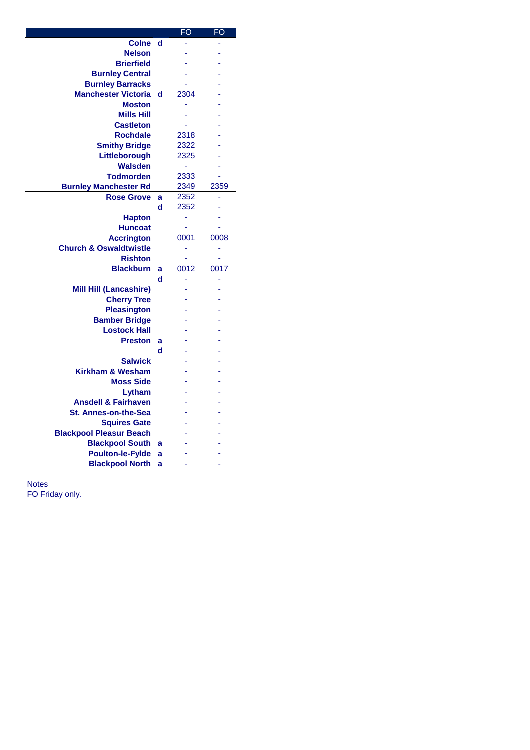| | | FO | FO |
|---|---|---|---|
| **Colne** | **d** | - | - |
| **Nelson** | | - | - |
| **Brierfield** | | - | - |
| **Burnley Central** | | - | - |
| **Burnley Barracks** | | - | - |
| **Manchester Victoria** | **d** | 2304 | - |
| **Moston** | | - | - |
| **Mills Hill** | | - | - |
| **Castleton** | | - | - |
| **Rochdale** | | 2318 | - |
| **Smithy Bridge** | | 2322 | - |
| **Littleborough** | | 2325 | - |
| **Walsden** | | - | - |
| **Todmorden** | | 2333 | - |
| **Burnley Manchester Rd** | | 2349 | 2359 |
| **Rose Grove** | **a** | 2352 | - |
| | **d** | 2352 | - |
| **Hapton** | | - | - |
| **Huncoat** | | - | - |
| **Accrington** | | 0001 | 0008 |
| **Church & Oswaldtwistle** | | - | - |
| **Rishton** | | - | - |
| **Blackburn** | **a** | 0012 | 0017 |
| | **d** | - | - |
| **Mill Hill (Lancashire)** | | - | - |
| **Cherry Tree** | | - | - |
| **Pleasington** | | - | - |
| **Bamber Bridge** | | - | - |
| **Lostock Hall** | | - | - |
| **Preston** | **a** | - | - |
| | **d** | - | - |
| **Salwick** | | - | - |
| **Kirkham & Wesham** | | - | - |
| **Moss Side** | | - | - |
| **Lytham** | | - | - |
| **Ansdell & Fairhaven** | | - | - |
| **St. Annes-on-the-Sea** | | - | - |
| **Squires Gate** | | - | - |
| **Blackpool Pleasur Beach** | | - | - |
| **Blackpool South** | **a** | - | - |
| **Poulton-le-Fylde** | **a** | - | - |
| **Blackpool North** | **a** | - | - |

Notes
FO Friday only.